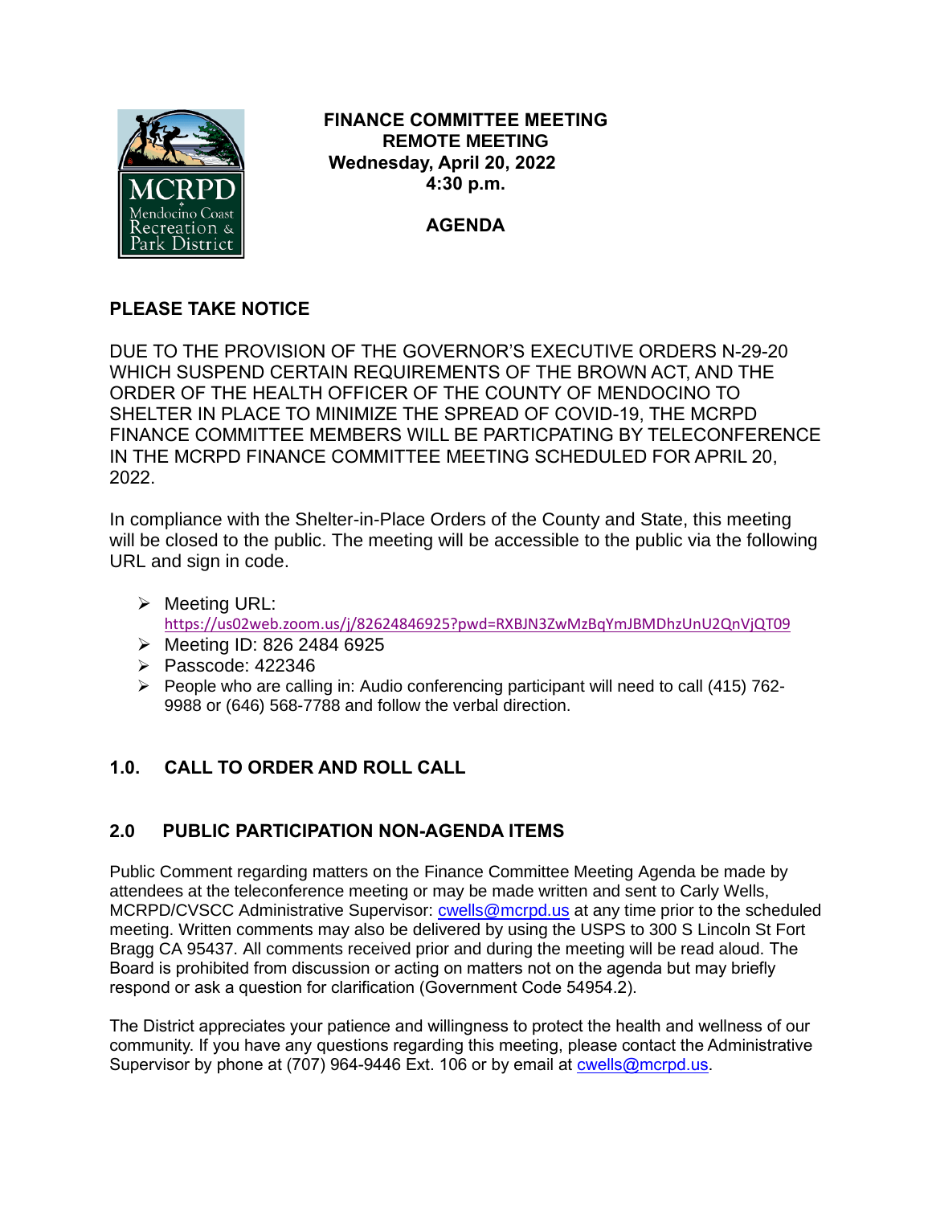MCRPD
Mendocino Coast
Recreation &
Park District

**FINANCE COMMITTEE MEETING**
**REMOTE MEETING**
**Wednesday, April 20, 2022**
**4:30 p.m.**

**AGENDA**

## PLEASE TAKE NOTICE

DUE TO THE PROVISION OF THE GOVERNOR'S EXECUTIVE ORDERS N-29-20 WHICH SUSPEND CERTAIN REQUIREMENTS OF THE BROWN ACT, AND THE ORDER OF THE HEALTH OFFICER OF THE COUNTY OF MENDOCINO TO SHELTER IN PLACE TO MINIMIZE THE SPREAD OF COVID-19, THE MCRPD FINANCE COMMITTEE MEMBERS WILL BE PARTICPATING BY TELECONFERENCE IN THE MCRPD FINANCE COMMITTEE MEETING SCHEDULED FOR APRIL 20, 2022.

In compliance with the Shelter-in-Place Orders of the County and State, this meeting will be closed to the public. The meeting will be accessible to the public via the following URL and sign in code.

- Meeting URL: https://us02web.zoom.us/j/82624846925?pwd=RXBJN3ZwMzBqYmJBMDhzUnU2QnVjQT09
- Meeting ID: 826 2484 6925
- Passcode: 422346
- People who are calling in: Audio conferencing participant will need to call (415) 762-9988 or (646) 568-7788 and follow the verbal direction.

## 1.0. CALL TO ORDER AND ROLL CALL

## 2.0 PUBLIC PARTICIPATION NON-AGENDA ITEMS

Public Comment regarding matters on the Finance Committee Meeting Agenda be made by attendees at the teleconference meeting or may be made written and sent to Carly Wells, MCRPD/CVSCC Administrative Supervisor: cwells@mcrpd.us at any time prior to the scheduled meeting. Written comments may also be delivered by using the USPS to 300 S Lincoln St Fort Bragg CA 95437. All comments received prior and during the meeting will be read aloud. The Board is prohibited from discussion or acting on matters not on the agenda but may briefly respond or ask a question for clarification (Government Code 54954.2).

The District appreciates your patience and willingness to protect the health and wellness of our community. If you have any questions regarding this meeting, please contact the Administrative Supervisor by phone at (707) 964-9446 Ext. 106 or by email at cwells@mcrpd.us.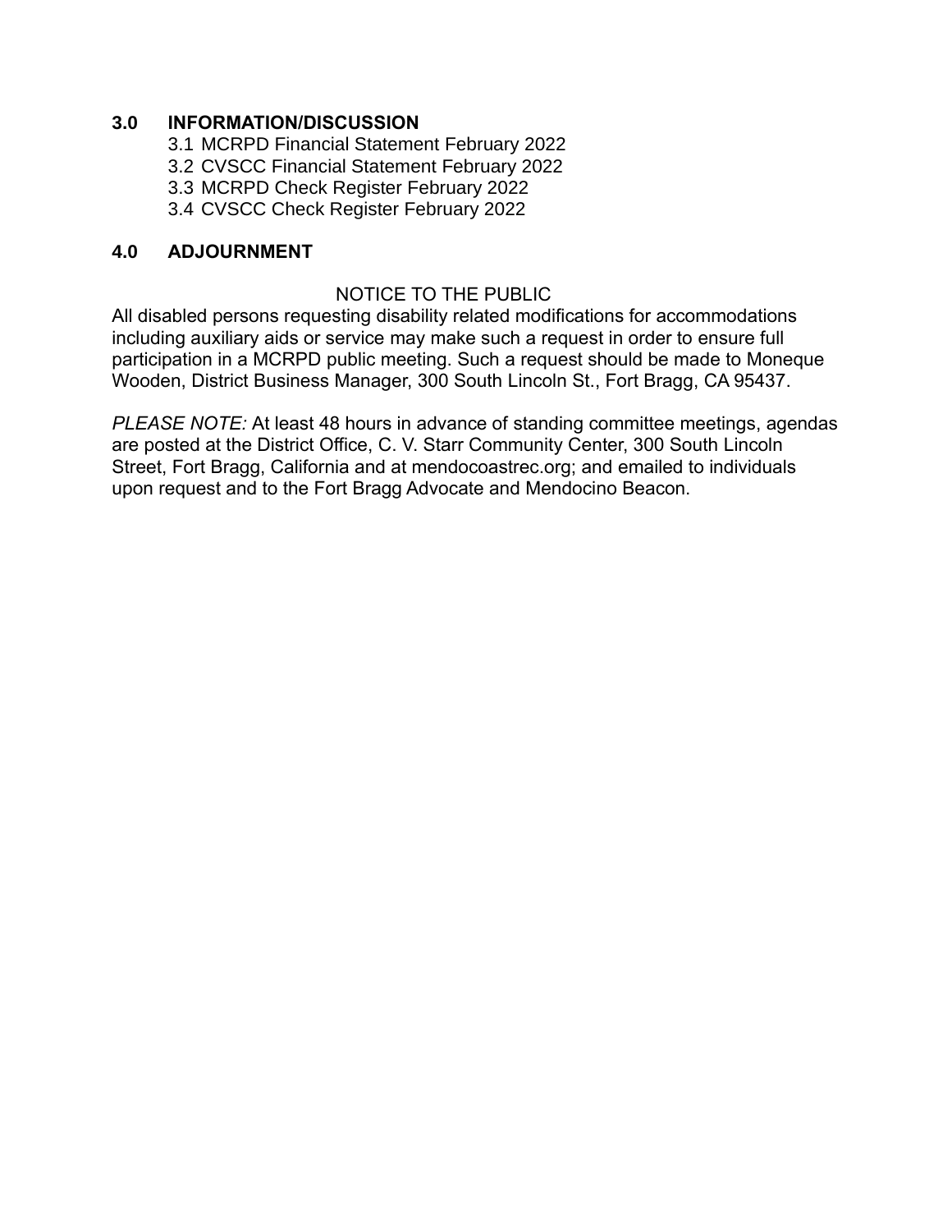## 3.0 INFORMATION/DISCUSSION

3.1 MCRPD Financial Statement February 2022
3.2 CVSCC Financial Statement February 2022
3.3 MCRPD Check Register February 2022
3.4 CVSCC Check Register February 2022

## 4.0 ADJOURNMENT

NOTICE TO THE PUBLIC

All disabled persons requesting disability related modifications for accommodations including auxiliary aids or service may make such a request in order to ensure full participation in a MCRPD public meeting. Such a request should be made to Moneque Wooden, District Business Manager, 300 South Lincoln St., Fort Bragg, CA 95437.

*PLEASE NOTE:* At least 48 hours in advance of standing committee meetings, agendas are posted at the District Office, C. V. Starr Community Center, 300 South Lincoln Street, Fort Bragg, California and at mendocoastrec.org; and emailed to individuals upon request and to the Fort Bragg Advocate and Mendocino Beacon.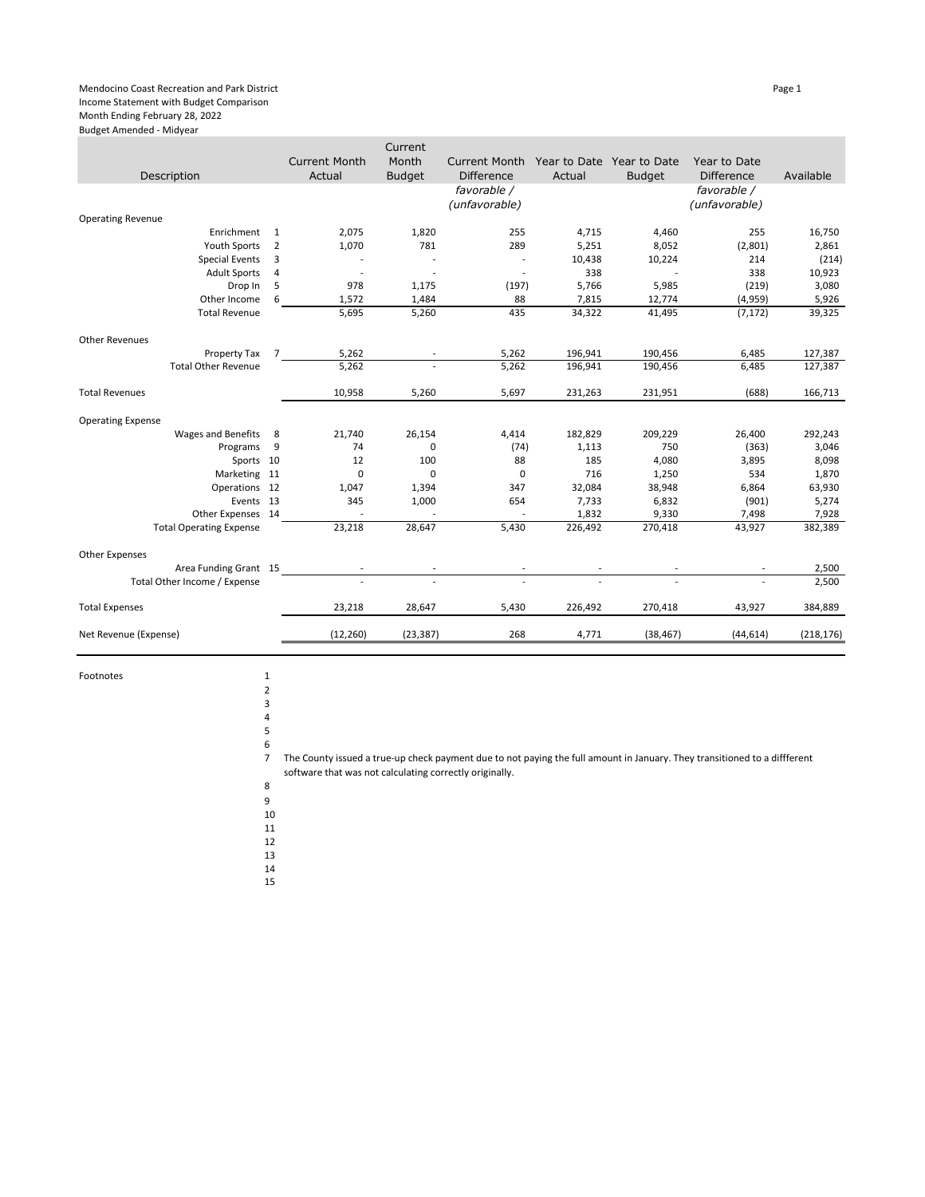Mendocino Coast Recreation and Park District
Income Statement with Budget Comparison
Month Ending February 28, 2022
Budget Amended - Midyear

| Description | | Current Month Actual | Current Month Budget | Current Month Difference *favorable / (unfavorable)* | Year to Date Actual | Year to Date Budget | Year to Date Difference *favorable / (unfavorable)* | Available |
|---|---|---|---|---|---|---|---|---|
| Operating Revenue | | | | | | | | |
| Enrichment | 1 | 2,075 | 1,820 | 255 | 4,715 | 4,460 | 255 | 16,750 |
| Youth Sports | 2 | 1,070 | 781 | 289 | 5,251 | 8,052 | (2,801) | 2,861 |
| Special Events | 3 | - | - | - | 10,438 | 10,224 | 214 | (214) |
| Adult Sports | 4 | - | - | - | 338 | - | 338 | 10,923 |
| Drop In | 5 | 978 | 1,175 | (197) | 5,766 | 5,985 | (219) | 3,080 |
| Other Income | 6 | 1,572 | 1,484 | 88 | 7,815 | 12,774 | (4,959) | 5,926 |
| Total Revenue | | 5,695 | 5,260 | 435 | 34,322 | 41,495 | (7,172) | 39,325 |
| Other Revenues | | | | | | | | |
| Property Tax | 7 | 5,262 | - | 5,262 | 196,941 | 190,456 | 6,485 | 127,387 |
| Total Other Revenue | | 5,262 | - | 5,262 | 196,941 | 190,456 | 6,485 | 127,387 |
| Total Revenues | | 10,958 | 5,260 | 5,697 | 231,263 | 231,951 | (688) | 166,713 |
| Operating Expense | | | | | | | | |
| Wages and Benefits | 8 | 21,740 | 26,154 | 4,414 | 182,829 | 209,229 | 26,400 | 292,243 |
| Programs | 9 | 74 | 0 | (74) | 1,113 | 750 | (363) | 3,046 |
| Sports | 10 | 12 | 100 | 88 | 185 | 4,080 | 3,895 | 8,098 |
| Marketing | 11 | 0 | 0 | 0 | 716 | 1,250 | 534 | 1,870 |
| Operations | 12 | 1,047 | 1,394 | 347 | 32,084 | 38,948 | 6,864 | 63,930 |
| Events | 13 | 345 | 1,000 | 654 | 7,733 | 6,832 | (901) | 5,274 |
| Other Expenses | 14 | - | - | - | 1,832 | 9,330 | 7,498 | 7,928 |
| Total Operating Expense | | 23,218 | 28,647 | 5,430 | 226,492 | 270,418 | 43,927 | 382,389 |
| Other Expenses | | | | | | | | |
| Area Funding Grant | 15 | - | - | - | - | - | - | 2,500 |
| Total Other Income / Expense | | - | - | - | - | - | - | 2,500 |
| Total Expenses | | 23,218 | 28,647 | 5,430 | 226,492 | 270,418 | 43,927 | 384,889 |
| Net Revenue (Expense) | | (12,260) | (23,387) | 268 | 4,771 | (38,467) | (44,614) | (218,176) |

Footnotes

1
2
3
4
5
6
7 The County issued a true-up check payment due to not paying the full amount in January. They transitioned to a diffferent software that was not calculating correctly originally.
8
9
10
11
12
13
14
15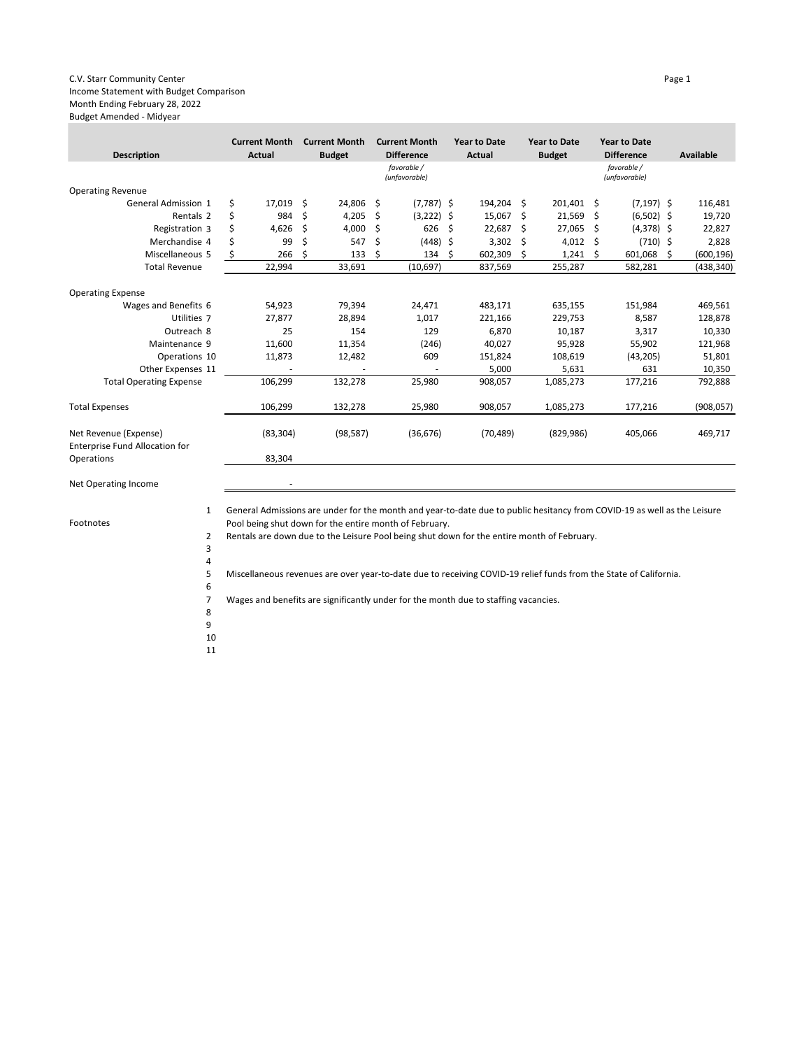C.V. Starr Community Center
Income Statement with Budget Comparison
Month Ending February 28, 2022
Budget Amended - Midyear

| Description | Current Month Actual | Current Month Budget | Current Month Difference *favorable / (unfavorable)* | Year to Date Actual | Year to Date Budget | Year to Date Difference *favorable / (unfavorable)* | Available |
|---|---|---|---|---|---|---|---|
| Operating Revenue | | | | | | | |
| General Admission 1 | $ 17,019 | $ 24,806 | $ (7,787) | $ 194,204 | $ 201,401 | $ (7,197) | $ 116,481 |
| Rentals 2 | $ 984 | $ 4,205 | $ (3,222) | $ 15,067 | $ 21,569 | $ (6,502) | $ 19,720 |
| Registration 3 | $ 4,626 | $ 4,000 | $ 626 | $ 22,687 | $ 27,065 | $ (4,378) | $ 22,827 |
| Merchandise 4 | $ 99 | $ 547 | $ (448) | $ 3,302 | $ 4,012 | $ (710) | $ 2,828 |
| Miscellaneous 5 | $ 266 | $ 133 | $ 134 | $ 602,309 | $ 1,241 | $ 601,068 | $ (600,196) |
| Total Revenue | 22,994 | 33,691 | (10,697) | 837,569 | 255,287 | 582,281 | (438,340) |
| Operating Expense | | | | | | | |
| Wages and Benefits 6 | 54,923 | 79,394 | 24,471 | 483,171 | 635,155 | 151,984 | 469,561 |
| Utilities 7 | 27,877 | 28,894 | 1,017 | 221,166 | 229,753 | 8,587 | 128,878 |
| Outreach 8 | 25 | 154 | 129 | 6,870 | 10,187 | 3,317 | 10,330 |
| Maintenance 9 | 11,600 | 11,354 | (246) | 40,027 | 95,928 | 55,902 | 121,968 |
| Operations 10 | 11,873 | 12,482 | 609 | 151,824 | 108,619 | (43,205) | 51,801 |
| Other Expenses 11 | - | - | - | 5,000 | 5,631 | 631 | 10,350 |
| Total Operating Expense | 106,299 | 132,278 | 25,980 | 908,057 | 1,085,273 | 177,216 | 792,888 |
| Total Expenses | 106,299 | 132,278 | 25,980 | 908,057 | 1,085,273 | 177,216 | (908,057) |
| Net Revenue (Expense) | (83,304) | (98,587) | (36,676) | (70,489) | (829,986) | 405,066 | 469,717 |
| Enterprise Fund Allocation for Operations | 83,304 | | | | | | |
| Net Operating Income | - | | | | | | |

Footnotes

1. General Admissions are under for the month and year-to-date due to public hesitancy from COVID-19 as well as the Leisure Pool being shut down for the entire month of February.
2. Rentals are down due to the Leisure Pool being shut down for the entire month of February.
3. 
4. 
5. Miscellaneous revenues are over year-to-date due to receiving COVID-19 relief funds from the State of California.
6. 
7. Wages and benefits are significantly under for the month due to staffing vacancies.
8. 
9. 
10. 
11.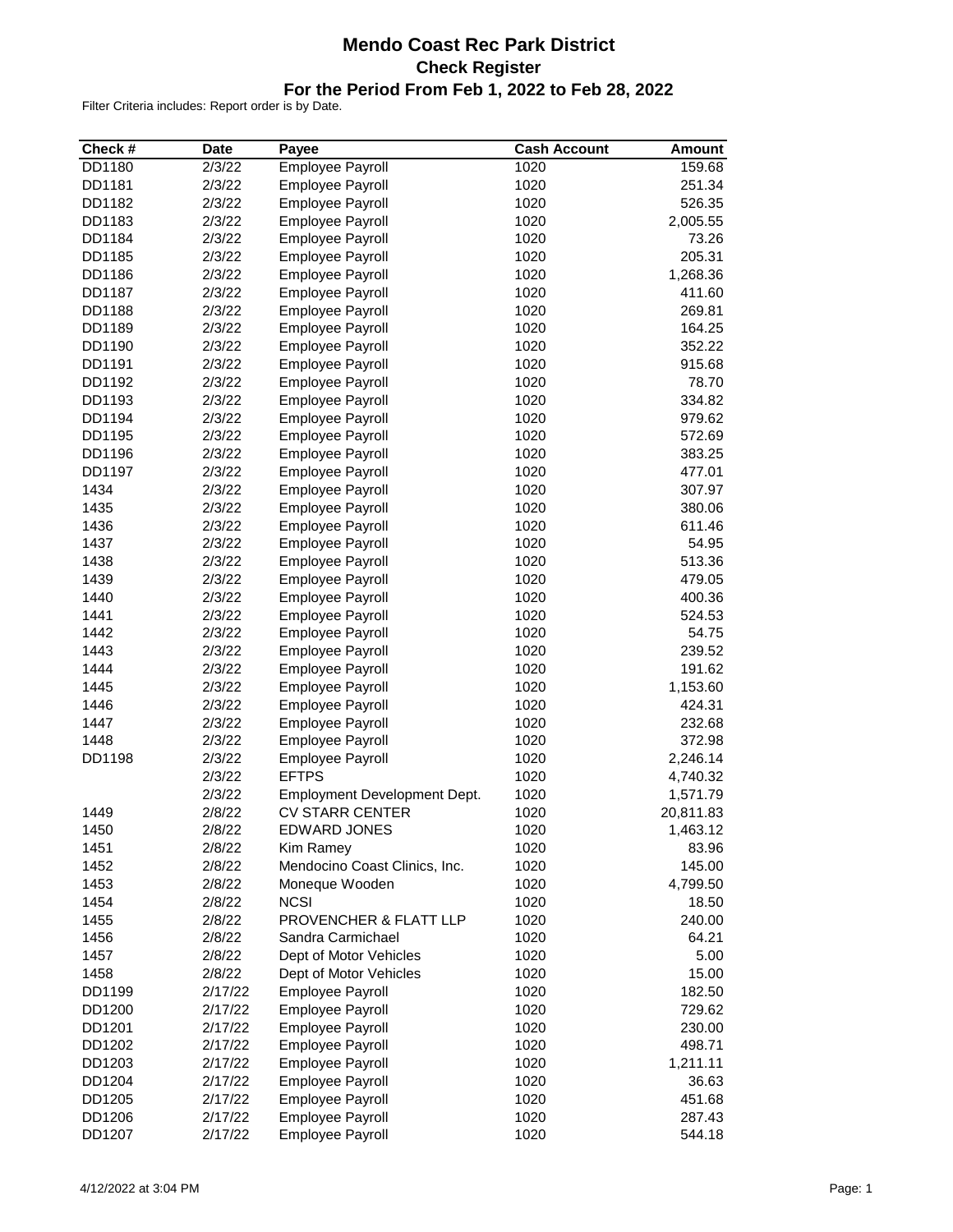# Mendo Coast Rec Park District

## Check Register

### For the Period From Feb 1, 2022 to Feb 28, 2022

Filter Criteria includes: Report order is by Date.

| Check # | Date | Payee | Cash Account | Amount |
|---|---|---|---|---|
| DD1180 | 2/3/22 | Employee Payroll | 1020 | 159.68 |
| DD1181 | 2/3/22 | Employee Payroll | 1020 | 251.34 |
| DD1182 | 2/3/22 | Employee Payroll | 1020 | 526.35 |
| DD1183 | 2/3/22 | Employee Payroll | 1020 | 2,005.55 |
| DD1184 | 2/3/22 | Employee Payroll | 1020 | 73.26 |
| DD1185 | 2/3/22 | Employee Payroll | 1020 | 205.31 |
| DD1186 | 2/3/22 | Employee Payroll | 1020 | 1,268.36 |
| DD1187 | 2/3/22 | Employee Payroll | 1020 | 411.60 |
| DD1188 | 2/3/22 | Employee Payroll | 1020 | 269.81 |
| DD1189 | 2/3/22 | Employee Payroll | 1020 | 164.25 |
| DD1190 | 2/3/22 | Employee Payroll | 1020 | 352.22 |
| DD1191 | 2/3/22 | Employee Payroll | 1020 | 915.68 |
| DD1192 | 2/3/22 | Employee Payroll | 1020 | 78.70 |
| DD1193 | 2/3/22 | Employee Payroll | 1020 | 334.82 |
| DD1194 | 2/3/22 | Employee Payroll | 1020 | 979.62 |
| DD1195 | 2/3/22 | Employee Payroll | 1020 | 572.69 |
| DD1196 | 2/3/22 | Employee Payroll | 1020 | 383.25 |
| DD1197 | 2/3/22 | Employee Payroll | 1020 | 477.01 |
| 1434 | 2/3/22 | Employee Payroll | 1020 | 307.97 |
| 1435 | 2/3/22 | Employee Payroll | 1020 | 380.06 |
| 1436 | 2/3/22 | Employee Payroll | 1020 | 611.46 |
| 1437 | 2/3/22 | Employee Payroll | 1020 | 54.95 |
| 1438 | 2/3/22 | Employee Payroll | 1020 | 513.36 |
| 1439 | 2/3/22 | Employee Payroll | 1020 | 479.05 |
| 1440 | 2/3/22 | Employee Payroll | 1020 | 400.36 |
| 1441 | 2/3/22 | Employee Payroll | 1020 | 524.53 |
| 1442 | 2/3/22 | Employee Payroll | 1020 | 54.75 |
| 1443 | 2/3/22 | Employee Payroll | 1020 | 239.52 |
| 1444 | 2/3/22 | Employee Payroll | 1020 | 191.62 |
| 1445 | 2/3/22 | Employee Payroll | 1020 | 1,153.60 |
| 1446 | 2/3/22 | Employee Payroll | 1020 | 424.31 |
| 1447 | 2/3/22 | Employee Payroll | 1020 | 232.68 |
| 1448 | 2/3/22 | Employee Payroll | 1020 | 372.98 |
| DD1198 | 2/3/22 | Employee Payroll | 1020 | 2,246.14 |
| | 2/3/22 | EFTPS | 1020 | 4,740.32 |
| | 2/3/22 | Employment Development Dept. | 1020 | 1,571.79 |
| 1449 | 2/8/22 | CV STARR CENTER | 1020 | 20,811.83 |
| 1450 | 2/8/22 | EDWARD JONES | 1020 | 1,463.12 |
| 1451 | 2/8/22 | Kim Ramey | 1020 | 83.96 |
| 1452 | 2/8/22 | Mendocino Coast Clinics, Inc. | 1020 | 145.00 |
| 1453 | 2/8/22 | Moneque Wooden | 1020 | 4,799.50 |
| 1454 | 2/8/22 | NCSI | 1020 | 18.50 |
| 1455 | 2/8/22 | PROVENCHER & FLATT LLP | 1020 | 240.00 |
| 1456 | 2/8/22 | Sandra Carmichael | 1020 | 64.21 |
| 1457 | 2/8/22 | Dept of Motor Vehicles | 1020 | 5.00 |
| 1458 | 2/8/22 | Dept of Motor Vehicles | 1020 | 15.00 |
| DD1199 | 2/17/22 | Employee Payroll | 1020 | 182.50 |
| DD1200 | 2/17/22 | Employee Payroll | 1020 | 729.62 |
| DD1201 | 2/17/22 | Employee Payroll | 1020 | 230.00 |
| DD1202 | 2/17/22 | Employee Payroll | 1020 | 498.71 |
| DD1203 | 2/17/22 | Employee Payroll | 1020 | 1,211.11 |
| DD1204 | 2/17/22 | Employee Payroll | 1020 | 36.63 |
| DD1205 | 2/17/22 | Employee Payroll | 1020 | 451.68 |
| DD1206 | 2/17/22 | Employee Payroll | 1020 | 287.43 |
| DD1207 | 2/17/22 | Employee Payroll | 1020 | 544.18 |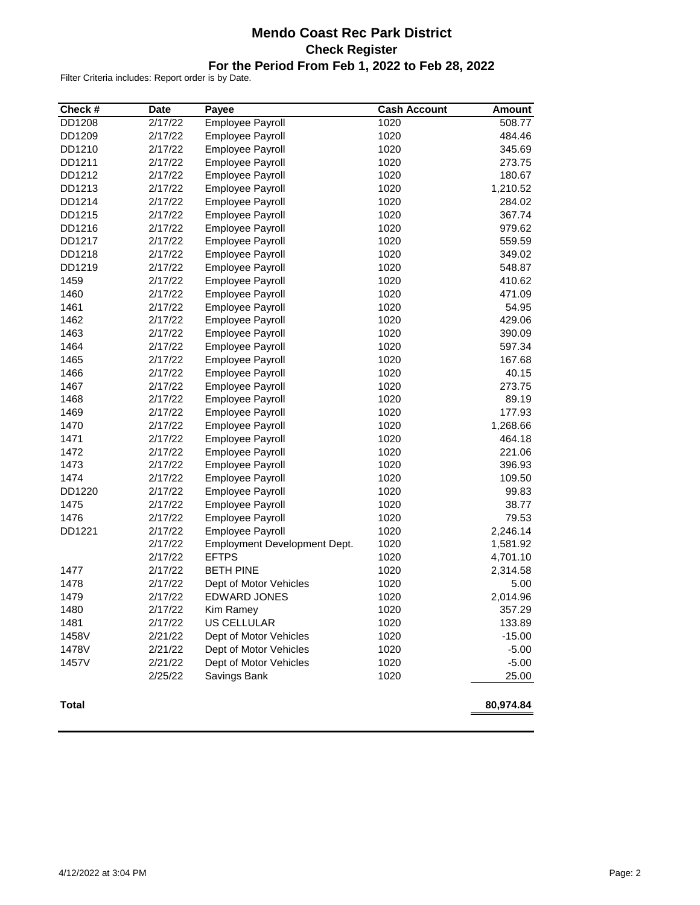# Mendo Coast Rec Park District

## Check Register

### For the Period From Feb 1, 2022 to Feb 28, 2022

Filter Criteria includes: Report order is by Date.

| Check # | Date | Payee | Cash Account | Amount |
|---|---|---|---|---|
| DD1208 | 2/17/22 | Employee Payroll | 1020 | 508.77 |
| DD1209 | 2/17/22 | Employee Payroll | 1020 | 484.46 |
| DD1210 | 2/17/22 | Employee Payroll | 1020 | 345.69 |
| DD1211 | 2/17/22 | Employee Payroll | 1020 | 273.75 |
| DD1212 | 2/17/22 | Employee Payroll | 1020 | 180.67 |
| DD1213 | 2/17/22 | Employee Payroll | 1020 | 1,210.52 |
| DD1214 | 2/17/22 | Employee Payroll | 1020 | 284.02 |
| DD1215 | 2/17/22 | Employee Payroll | 1020 | 367.74 |
| DD1216 | 2/17/22 | Employee Payroll | 1020 | 979.62 |
| DD1217 | 2/17/22 | Employee Payroll | 1020 | 559.59 |
| DD1218 | 2/17/22 | Employee Payroll | 1020 | 349.02 |
| DD1219 | 2/17/22 | Employee Payroll | 1020 | 548.87 |
| 1459 | 2/17/22 | Employee Payroll | 1020 | 410.62 |
| 1460 | 2/17/22 | Employee Payroll | 1020 | 471.09 |
| 1461 | 2/17/22 | Employee Payroll | 1020 | 54.95 |
| 1462 | 2/17/22 | Employee Payroll | 1020 | 429.06 |
| 1463 | 2/17/22 | Employee Payroll | 1020 | 390.09 |
| 1464 | 2/17/22 | Employee Payroll | 1020 | 597.34 |
| 1465 | 2/17/22 | Employee Payroll | 1020 | 167.68 |
| 1466 | 2/17/22 | Employee Payroll | 1020 | 40.15 |
| 1467 | 2/17/22 | Employee Payroll | 1020 | 273.75 |
| 1468 | 2/17/22 | Employee Payroll | 1020 | 89.19 |
| 1469 | 2/17/22 | Employee Payroll | 1020 | 177.93 |
| 1470 | 2/17/22 | Employee Payroll | 1020 | 1,268.66 |
| 1471 | 2/17/22 | Employee Payroll | 1020 | 464.18 |
| 1472 | 2/17/22 | Employee Payroll | 1020 | 221.06 |
| 1473 | 2/17/22 | Employee Payroll | 1020 | 396.93 |
| 1474 | 2/17/22 | Employee Payroll | 1020 | 109.50 |
| DD1220 | 2/17/22 | Employee Payroll | 1020 | 99.83 |
| 1475 | 2/17/22 | Employee Payroll | 1020 | 38.77 |
| 1476 | 2/17/22 | Employee Payroll | 1020 | 79.53 |
| DD1221 | 2/17/22 | Employee Payroll | 1020 | 2,246.14 |
| | 2/17/22 | Employment Development Dept. | 1020 | 1,581.92 |
| | 2/17/22 | EFTPS | 1020 | 4,701.10 |
| 1477 | 2/17/22 | BETH PINE | 1020 | 2,314.58 |
| 1478 | 2/17/22 | Dept of Motor Vehicles | 1020 | 5.00 |
| 1479 | 2/17/22 | EDWARD JONES | 1020 | 2,014.96 |
| 1480 | 2/17/22 | Kim Ramey | 1020 | 357.29 |
| 1481 | 2/17/22 | US CELLULAR | 1020 | 133.89 |
| 1458V | 2/21/22 | Dept of Motor Vehicles | 1020 | -15.00 |
| 1478V | 2/21/22 | Dept of Motor Vehicles | 1020 | -5.00 |
| 1457V | 2/21/22 | Dept of Motor Vehicles | 1020 | -5.00 |
| | 2/25/22 | Savings Bank | 1020 | 25.00 |
| **Total** | | | | **80,974.84** |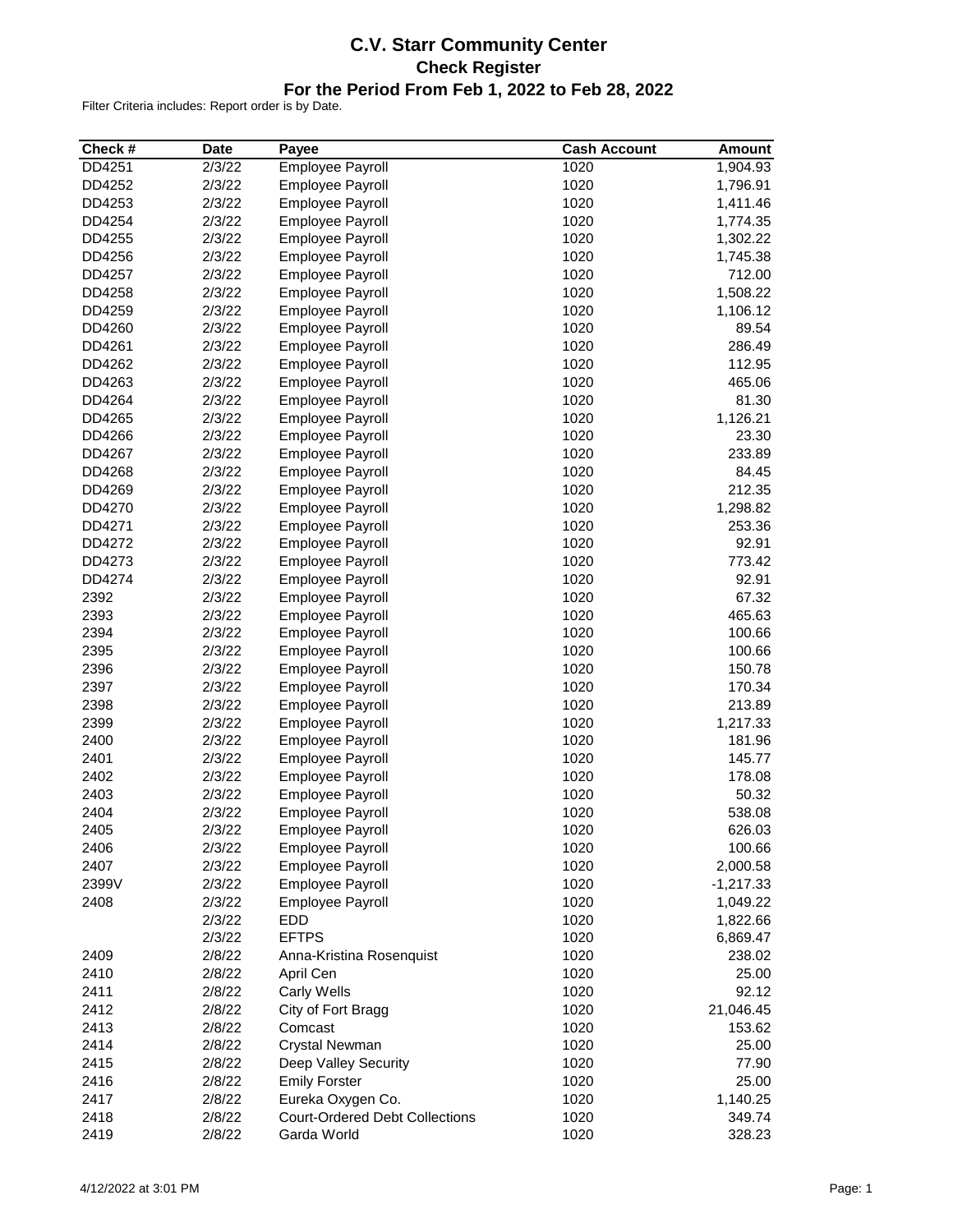# C.V. Starr Community Center

## Check Register

### For the Period From Feb 1, 2022 to Feb 28, 2022

Filter Criteria includes: Report order is by Date.

| Check # | Date | Payee | Cash Account | Amount |
|---|---|---|---|---|
| DD4251 | 2/3/22 | Employee Payroll | 1020 | 1,904.93 |
| DD4252 | 2/3/22 | Employee Payroll | 1020 | 1,796.91 |
| DD4253 | 2/3/22 | Employee Payroll | 1020 | 1,411.46 |
| DD4254 | 2/3/22 | Employee Payroll | 1020 | 1,774.35 |
| DD4255 | 2/3/22 | Employee Payroll | 1020 | 1,302.22 |
| DD4256 | 2/3/22 | Employee Payroll | 1020 | 1,745.38 |
| DD4257 | 2/3/22 | Employee Payroll | 1020 | 712.00 |
| DD4258 | 2/3/22 | Employee Payroll | 1020 | 1,508.22 |
| DD4259 | 2/3/22 | Employee Payroll | 1020 | 1,106.12 |
| DD4260 | 2/3/22 | Employee Payroll | 1020 | 89.54 |
| DD4261 | 2/3/22 | Employee Payroll | 1020 | 286.49 |
| DD4262 | 2/3/22 | Employee Payroll | 1020 | 112.95 |
| DD4263 | 2/3/22 | Employee Payroll | 1020 | 465.06 |
| DD4264 | 2/3/22 | Employee Payroll | 1020 | 81.30 |
| DD4265 | 2/3/22 | Employee Payroll | 1020 | 1,126.21 |
| DD4266 | 2/3/22 | Employee Payroll | 1020 | 23.30 |
| DD4267 | 2/3/22 | Employee Payroll | 1020 | 233.89 |
| DD4268 | 2/3/22 | Employee Payroll | 1020 | 84.45 |
| DD4269 | 2/3/22 | Employee Payroll | 1020 | 212.35 |
| DD4270 | 2/3/22 | Employee Payroll | 1020 | 1,298.82 |
| DD4271 | 2/3/22 | Employee Payroll | 1020 | 253.36 |
| DD4272 | 2/3/22 | Employee Payroll | 1020 | 92.91 |
| DD4273 | 2/3/22 | Employee Payroll | 1020 | 773.42 |
| DD4274 | 2/3/22 | Employee Payroll | 1020 | 92.91 |
| 2392 | 2/3/22 | Employee Payroll | 1020 | 67.32 |
| 2393 | 2/3/22 | Employee Payroll | 1020 | 465.63 |
| 2394 | 2/3/22 | Employee Payroll | 1020 | 100.66 |
| 2395 | 2/3/22 | Employee Payroll | 1020 | 100.66 |
| 2396 | 2/3/22 | Employee Payroll | 1020 | 150.78 |
| 2397 | 2/3/22 | Employee Payroll | 1020 | 170.34 |
| 2398 | 2/3/22 | Employee Payroll | 1020 | 213.89 |
| 2399 | 2/3/22 | Employee Payroll | 1020 | 1,217.33 |
| 2400 | 2/3/22 | Employee Payroll | 1020 | 181.96 |
| 2401 | 2/3/22 | Employee Payroll | 1020 | 145.77 |
| 2402 | 2/3/22 | Employee Payroll | 1020 | 178.08 |
| 2403 | 2/3/22 | Employee Payroll | 1020 | 50.32 |
| 2404 | 2/3/22 | Employee Payroll | 1020 | 538.08 |
| 2405 | 2/3/22 | Employee Payroll | 1020 | 626.03 |
| 2406 | 2/3/22 | Employee Payroll | 1020 | 100.66 |
| 2407 | 2/3/22 | Employee Payroll | 1020 | 2,000.58 |
| 2399V | 2/3/22 | Employee Payroll | 1020 | -1,217.33 |
| 2408 | 2/3/22 | Employee Payroll | 1020 | 1,049.22 |
| | 2/3/22 | EDD | 1020 | 1,822.66 |
| | 2/3/22 | EFTPS | 1020 | 6,869.47 |
| 2409 | 2/8/22 | Anna-Kristina Rosenquist | 1020 | 238.02 |
| 2410 | 2/8/22 | April Cen | 1020 | 25.00 |
| 2411 | 2/8/22 | Carly Wells | 1020 | 92.12 |
| 2412 | 2/8/22 | City of Fort Bragg | 1020 | 21,046.45 |
| 2413 | 2/8/22 | Comcast | 1020 | 153.62 |
| 2414 | 2/8/22 | Crystal Newman | 1020 | 25.00 |
| 2415 | 2/8/22 | Deep Valley Security | 1020 | 77.90 |
| 2416 | 2/8/22 | Emily Forster | 1020 | 25.00 |
| 2417 | 2/8/22 | Eureka Oxygen Co. | 1020 | 1,140.25 |
| 2418 | 2/8/22 | Court-Ordered Debt Collections | 1020 | 349.74 |
| 2419 | 2/8/22 | Garda World | 1020 | 328.23 |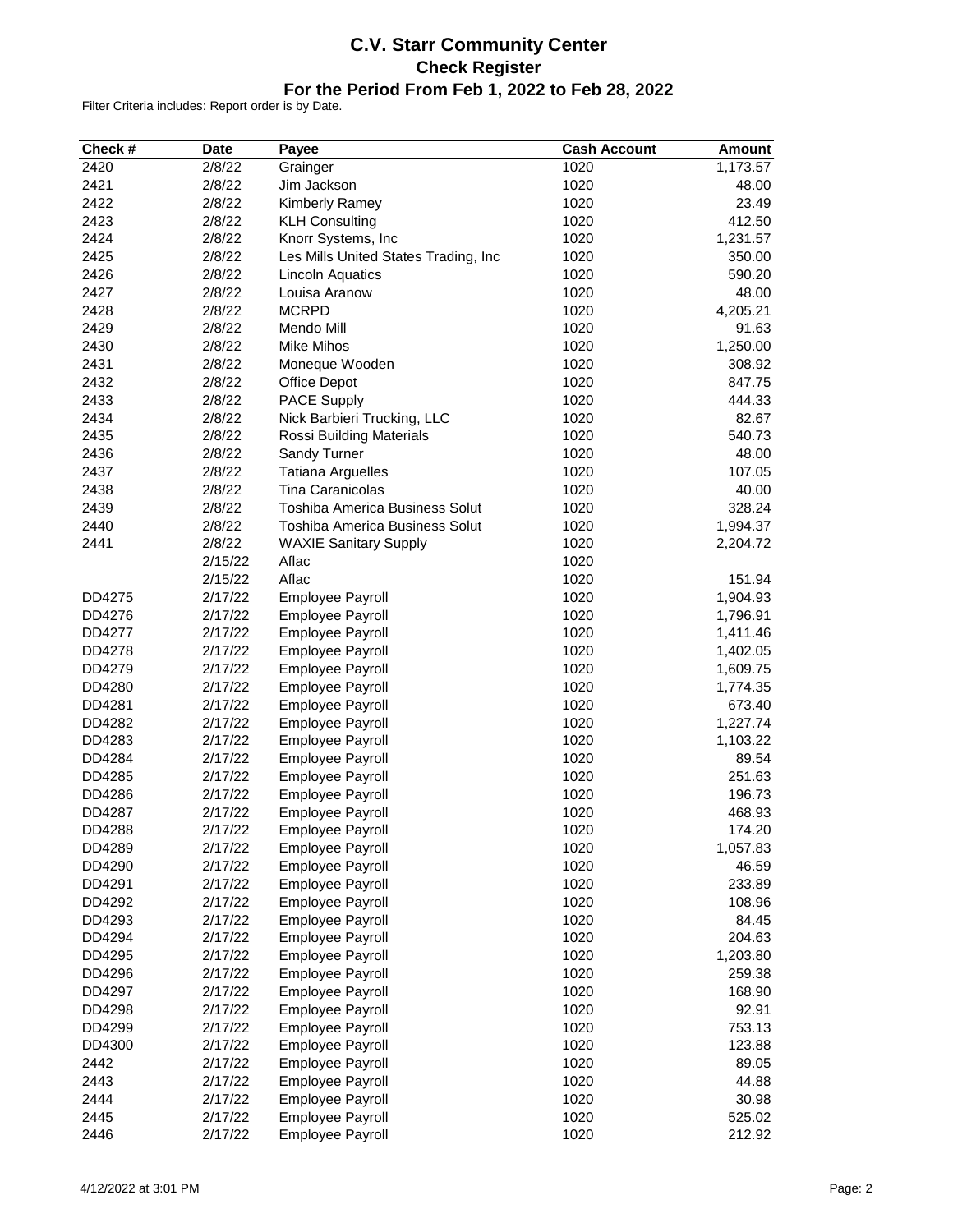# C.V. Starr Community Center

## Check Register

## For the Period From Feb 1, 2022 to Feb 28, 2022

Filter Criteria includes: Report order is by Date.

| Check # | Date | Payee | Cash Account | Amount |
|---|---|---|---|---|
| 2420 | 2/8/22 | Grainger | 1020 | 1,173.57 |
| 2421 | 2/8/22 | Jim Jackson | 1020 | 48.00 |
| 2422 | 2/8/22 | Kimberly Ramey | 1020 | 23.49 |
| 2423 | 2/8/22 | KLH Consulting | 1020 | 412.50 |
| 2424 | 2/8/22 | Knorr Systems, Inc | 1020 | 1,231.57 |
| 2425 | 2/8/22 | Les Mills United States Trading, Inc | 1020 | 350.00 |
| 2426 | 2/8/22 | Lincoln Aquatics | 1020 | 590.20 |
| 2427 | 2/8/22 | Louisa Aranow | 1020 | 48.00 |
| 2428 | 2/8/22 | MCRPD | 1020 | 4,205.21 |
| 2429 | 2/8/22 | Mendo Mill | 1020 | 91.63 |
| 2430 | 2/8/22 | Mike Mihos | 1020 | 1,250.00 |
| 2431 | 2/8/22 | Moneque Wooden | 1020 | 308.92 |
| 2432 | 2/8/22 | Office Depot | 1020 | 847.75 |
| 2433 | 2/8/22 | PACE Supply | 1020 | 444.33 |
| 2434 | 2/8/22 | Nick Barbieri Trucking, LLC | 1020 | 82.67 |
| 2435 | 2/8/22 | Rossi Building Materials | 1020 | 540.73 |
| 2436 | 2/8/22 | Sandy Turner | 1020 | 48.00 |
| 2437 | 2/8/22 | Tatiana Arguelles | 1020 | 107.05 |
| 2438 | 2/8/22 | Tina Caranicolas | 1020 | 40.00 |
| 2439 | 2/8/22 | Toshiba America Business Solut | 1020 | 328.24 |
| 2440 | 2/8/22 | Toshiba America Business Solut | 1020 | 1,994.37 |
| 2441 | 2/8/22 | WAXIE Sanitary Supply | 1020 | 2,204.72 |
| | 2/15/22 | Aflac | 1020 | |
| | 2/15/22 | Aflac | 1020 | 151.94 |
| DD4275 | 2/17/22 | Employee Payroll | 1020 | 1,904.93 |
| DD4276 | 2/17/22 | Employee Payroll | 1020 | 1,796.91 |
| DD4277 | 2/17/22 | Employee Payroll | 1020 | 1,411.46 |
| DD4278 | 2/17/22 | Employee Payroll | 1020 | 1,402.05 |
| DD4279 | 2/17/22 | Employee Payroll | 1020 | 1,609.75 |
| DD4280 | 2/17/22 | Employee Payroll | 1020 | 1,774.35 |
| DD4281 | 2/17/22 | Employee Payroll | 1020 | 673.40 |
| DD4282 | 2/17/22 | Employee Payroll | 1020 | 1,227.74 |
| DD4283 | 2/17/22 | Employee Payroll | 1020 | 1,103.22 |
| DD4284 | 2/17/22 | Employee Payroll | 1020 | 89.54 |
| DD4285 | 2/17/22 | Employee Payroll | 1020 | 251.63 |
| DD4286 | 2/17/22 | Employee Payroll | 1020 | 196.73 |
| DD4287 | 2/17/22 | Employee Payroll | 1020 | 468.93 |
| DD4288 | 2/17/22 | Employee Payroll | 1020 | 174.20 |
| DD4289 | 2/17/22 | Employee Payroll | 1020 | 1,057.83 |
| DD4290 | 2/17/22 | Employee Payroll | 1020 | 46.59 |
| DD4291 | 2/17/22 | Employee Payroll | 1020 | 233.89 |
| DD4292 | 2/17/22 | Employee Payroll | 1020 | 108.96 |
| DD4293 | 2/17/22 | Employee Payroll | 1020 | 84.45 |
| DD4294 | 2/17/22 | Employee Payroll | 1020 | 204.63 |
| DD4295 | 2/17/22 | Employee Payroll | 1020 | 1,203.80 |
| DD4296 | 2/17/22 | Employee Payroll | 1020 | 259.38 |
| DD4297 | 2/17/22 | Employee Payroll | 1020 | 168.90 |
| DD4298 | 2/17/22 | Employee Payroll | 1020 | 92.91 |
| DD4299 | 2/17/22 | Employee Payroll | 1020 | 753.13 |
| DD4300 | 2/17/22 | Employee Payroll | 1020 | 123.88 |
| 2442 | 2/17/22 | Employee Payroll | 1020 | 89.05 |
| 2443 | 2/17/22 | Employee Payroll | 1020 | 44.88 |
| 2444 | 2/17/22 | Employee Payroll | 1020 | 30.98 |
| 2445 | 2/17/22 | Employee Payroll | 1020 | 525.02 |
| 2446 | 2/17/22 | Employee Payroll | 1020 | 212.92 |

4/12/2022 at 3:01 PM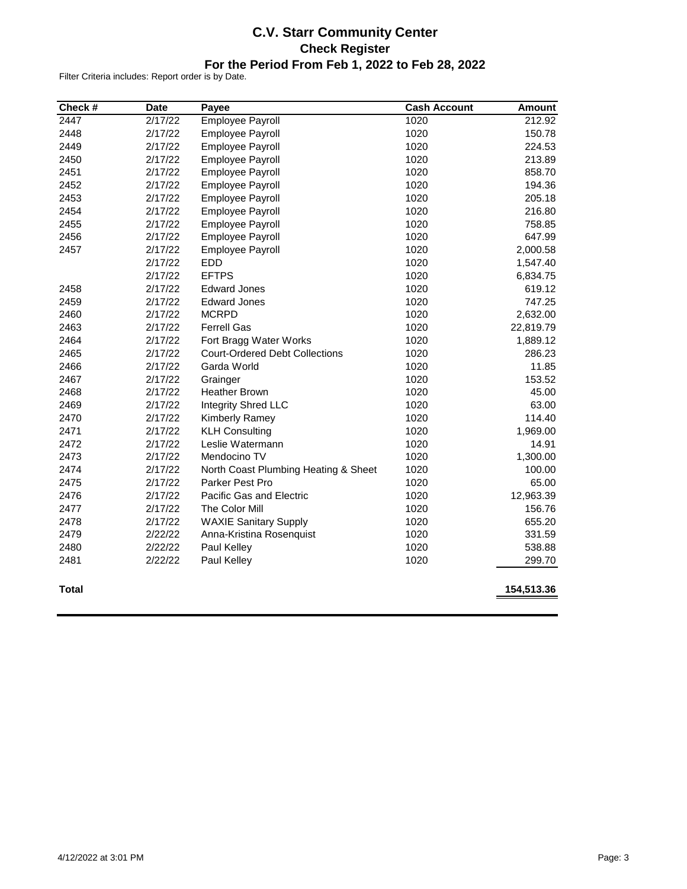# C.V. Starr Community Center

## Check Register

### For the Period From Feb 1, 2022 to Feb 28, 2022

Filter Criteria includes: Report order is by Date.

| Check # | Date | Payee | Cash Account | Amount |
|---|---|---|---|---|
| 2447 | 2/17/22 | Employee Payroll | 1020 | 212.92 |
| 2448 | 2/17/22 | Employee Payroll | 1020 | 150.78 |
| 2449 | 2/17/22 | Employee Payroll | 1020 | 224.53 |
| 2450 | 2/17/22 | Employee Payroll | 1020 | 213.89 |
| 2451 | 2/17/22 | Employee Payroll | 1020 | 858.70 |
| 2452 | 2/17/22 | Employee Payroll | 1020 | 194.36 |
| 2453 | 2/17/22 | Employee Payroll | 1020 | 205.18 |
| 2454 | 2/17/22 | Employee Payroll | 1020 | 216.80 |
| 2455 | 2/17/22 | Employee Payroll | 1020 | 758.85 |
| 2456 | 2/17/22 | Employee Payroll | 1020 | 647.99 |
| 2457 | 2/17/22 | Employee Payroll | 1020 | 2,000.58 |
| | 2/17/22 | EDD | 1020 | 1,547.40 |
| | 2/17/22 | EFTPS | 1020 | 6,834.75 |
| 2458 | 2/17/22 | Edward Jones | 1020 | 619.12 |
| 2459 | 2/17/22 | Edward Jones | 1020 | 747.25 |
| 2460 | 2/17/22 | MCRPD | 1020 | 2,632.00 |
| 2463 | 2/17/22 | Ferrell Gas | 1020 | 22,819.79 |
| 2464 | 2/17/22 | Fort Bragg Water Works | 1020 | 1,889.12 |
| 2465 | 2/17/22 | Court-Ordered Debt Collections | 1020 | 286.23 |
| 2466 | 2/17/22 | Garda World | 1020 | 11.85 |
| 2467 | 2/17/22 | Grainger | 1020 | 153.52 |
| 2468 | 2/17/22 | Heather Brown | 1020 | 45.00 |
| 2469 | 2/17/22 | Integrity Shred LLC | 1020 | 63.00 |
| 2470 | 2/17/22 | Kimberly Ramey | 1020 | 114.40 |
| 2471 | 2/17/22 | KLH Consulting | 1020 | 1,969.00 |
| 2472 | 2/17/22 | Leslie Watermann | 1020 | 14.91 |
| 2473 | 2/17/22 | Mendocino TV | 1020 | 1,300.00 |
| 2474 | 2/17/22 | North Coast Plumbing Heating & Sheet | 1020 | 100.00 |
| 2475 | 2/17/22 | Parker Pest Pro | 1020 | 65.00 |
| 2476 | 2/17/22 | Pacific Gas and Electric | 1020 | 12,963.39 |
| 2477 | 2/17/22 | The Color Mill | 1020 | 156.76 |
| 2478 | 2/17/22 | WAXIE Sanitary Supply | 1020 | 655.20 |
| 2479 | 2/22/22 | Anna-Kristina Rosenquist | 1020 | 331.59 |
| 2480 | 2/22/22 | Paul Kelley | 1020 | 538.88 |
| 2481 | 2/22/22 | Paul Kelley | 1020 | 299.70 |
| **Total** | | | | **154,513.36** |